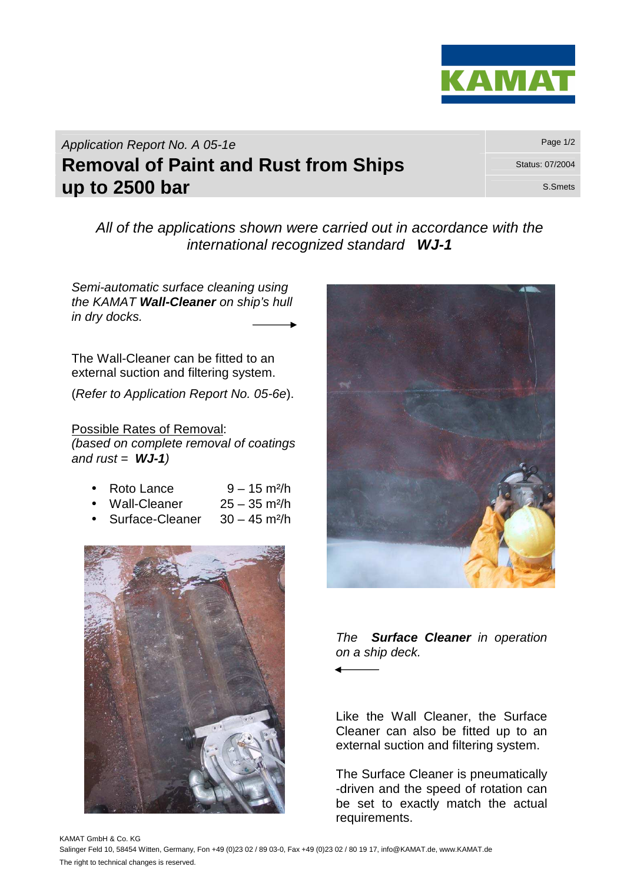KAMAT

*Application Report No. A 05-1e*

# Removal of Paint and Rust from Ships up to 2500 bar

Status: 07/2004

S.Smets

*All of the applications shown were carried out in accordance with the international recognized standard* ***WJ-1***

*Semi-automatic surface cleaning using the KAMAT* ***Wall-Cleaner*** *on ship's hull in dry docks.* →

The Wall-Cleaner can be fitted to an external suction and filtering system.

(*Refer to Application Report No. 05-6e*).

Possible Rates of Removal:
*(based on complete removal of coatings and rust =* ***WJ-1****)*

- Roto Lance 9 – 15 m²/h
- Wall-Cleaner 25 – 35 m²/h
- Surface-Cleaner 30 – 45 m²/h

*The* ***Surface Cleaner*** *in operation on a ship deck.* ←

Like the Wall Cleaner, the Surface Cleaner can also be fitted up to an external suction and filtering system.

The Surface Cleaner is pneumatically -driven and the speed of rotation can be set to exactly match the actual requirements.

KAMAT GmbH & Co. KG
Salinger Feld 10, 58454 Witten, Germany, Fon +49 (0)23 02 / 89 03-0, Fax +49 (0)23 02 / 80 19 17, info@KAMAT.de, www.KAMAT.de
The right to technical changes is reserved.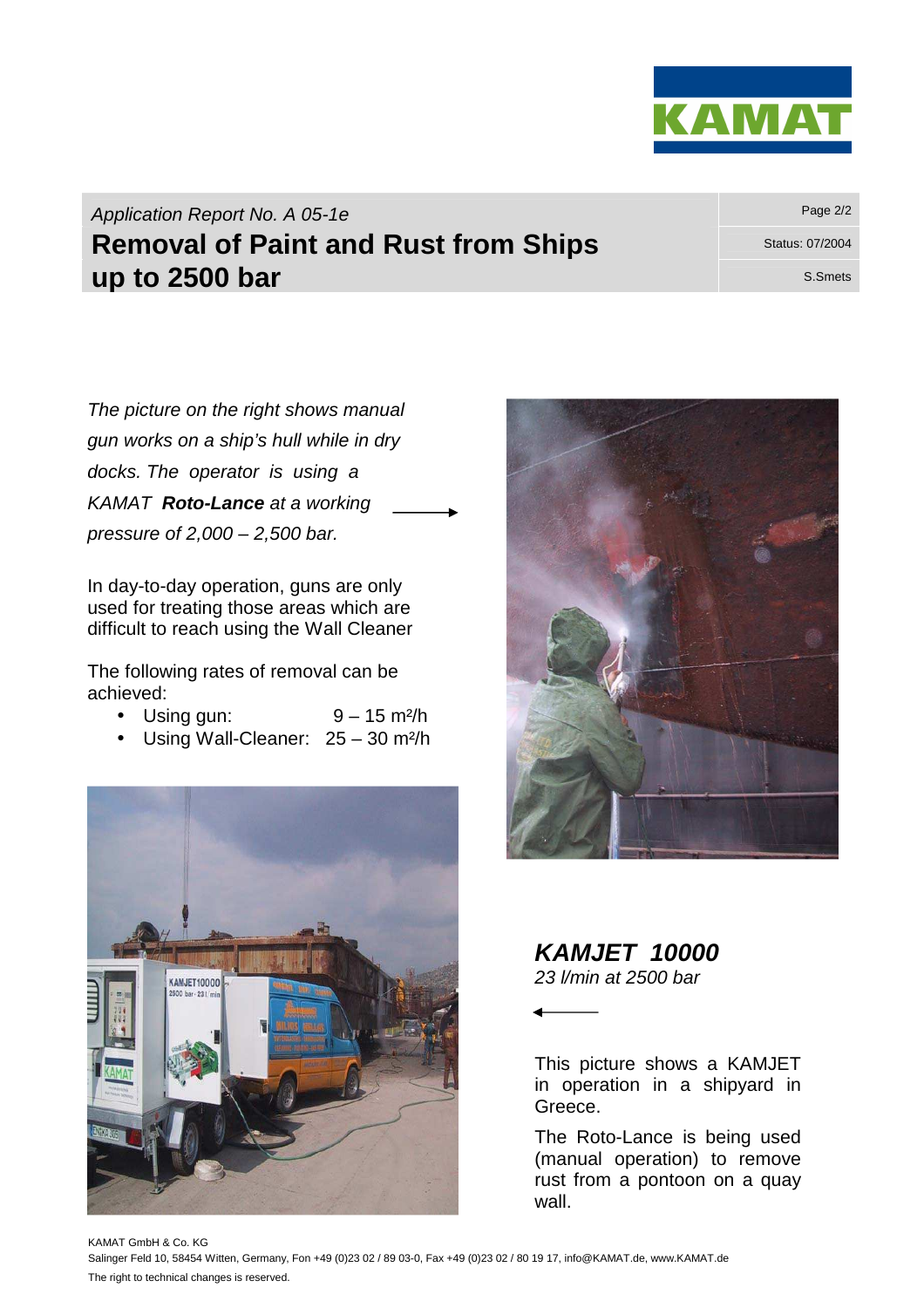*Application Report No. A 05-1e*

# Removal of Paint and Rust from Ships up to 2500 bar

Status: 07/2004

S.Smets

*The picture on the right shows manual gun works on a ship's hull while in dry docks. The operator is using a KAMAT **Roto-Lance** at a working pressure of 2,000 – 2,500 bar.*

In day-to-day operation, guns are only used for treating those areas which are difficult to reach using the Wall Cleaner

The following rates of removal can be achieved:

- Using gun: 9 – 15 m²/h
- Using Wall-Cleaner: 25 – 30 m²/h

***KAMJET 10000***

*23 l/min at 2500 bar*

This picture shows a KAMJET in operation in a shipyard in Greece.

The Roto-Lance is being used (manual operation) to remove rust from a pontoon on a quay wall.

KAMAT GmbH & Co. KG

Salinger Feld 10, 58454 Witten, Germany, Fon +49 (0)23 02 / 89 03-0, Fax +49 (0)23 02 / 80 19 17, info@KAMAT.de, www.KAMAT.de

The right to technical changes is reserved.